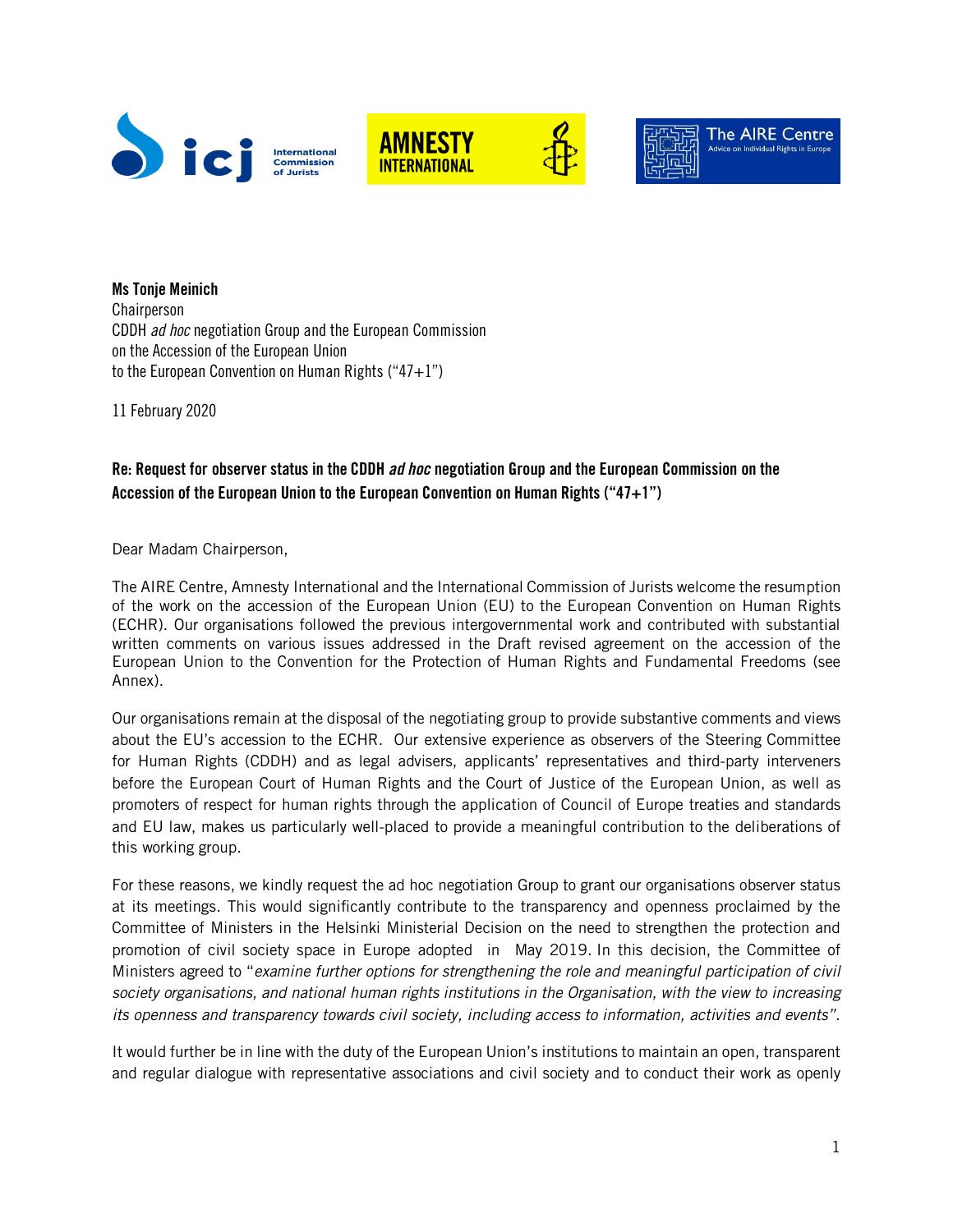**Ms Tonje Meinich**
Chairperson
CDDH *ad hoc* negotiation Group and the European Commission
on the Accession of the European Union
to the European Convention on Human Rights ("47+1")

11 February 2020

**Re: Request for observer status in the CDDH *ad hoc* negotiation Group and the European Commission on the Accession of the European Union to the European Convention on Human Rights ("47+1")**

Dear Madam Chairperson,

The AIRE Centre, Amnesty International and the International Commission of Jurists welcome the resumption of the work on the accession of the European Union (EU) to the European Convention on Human Rights (ECHR). Our organisations followed the previous intergovernmental work and contributed with substantial written comments on various issues addressed in the Draft revised agreement on the accession of the European Union to the Convention for the Protection of Human Rights and Fundamental Freedoms (see Annex).

Our organisations remain at the disposal of the negotiating group to provide substantive comments and views about the EU's accession to the ECHR. Our extensive experience as observers of the Steering Committee for Human Rights (CDDH) and as legal advisers, applicants' representatives and third-party interveners before the European Court of Human Rights and the Court of Justice of the European Union, as well as promoters of respect for human rights through the application of Council of Europe treaties and standards and EU law, makes us particularly well-placed to provide a meaningful contribution to the deliberations of this working group.

For these reasons, we kindly request the ad hoc negotiation Group to grant our organisations observer status at its meetings. This would significantly contribute to the transparency and openness proclaimed by the Committee of Ministers in the Helsinki Ministerial Decision on the need to strengthen the protection and promotion of civil society space in Europe adopted in May 2019. In this decision, the Committee of Ministers agreed to "*examine further options for strengthening the role and meaningful participation of civil society organisations, and national human rights institutions in the Organisation, with the view to increasing its openness and transparency towards civil society, including access to information, activities and events*".

It would further be in line with the duty of the European Union's institutions to maintain an open, transparent and regular dialogue with representative associations and civil society and to conduct their work as openly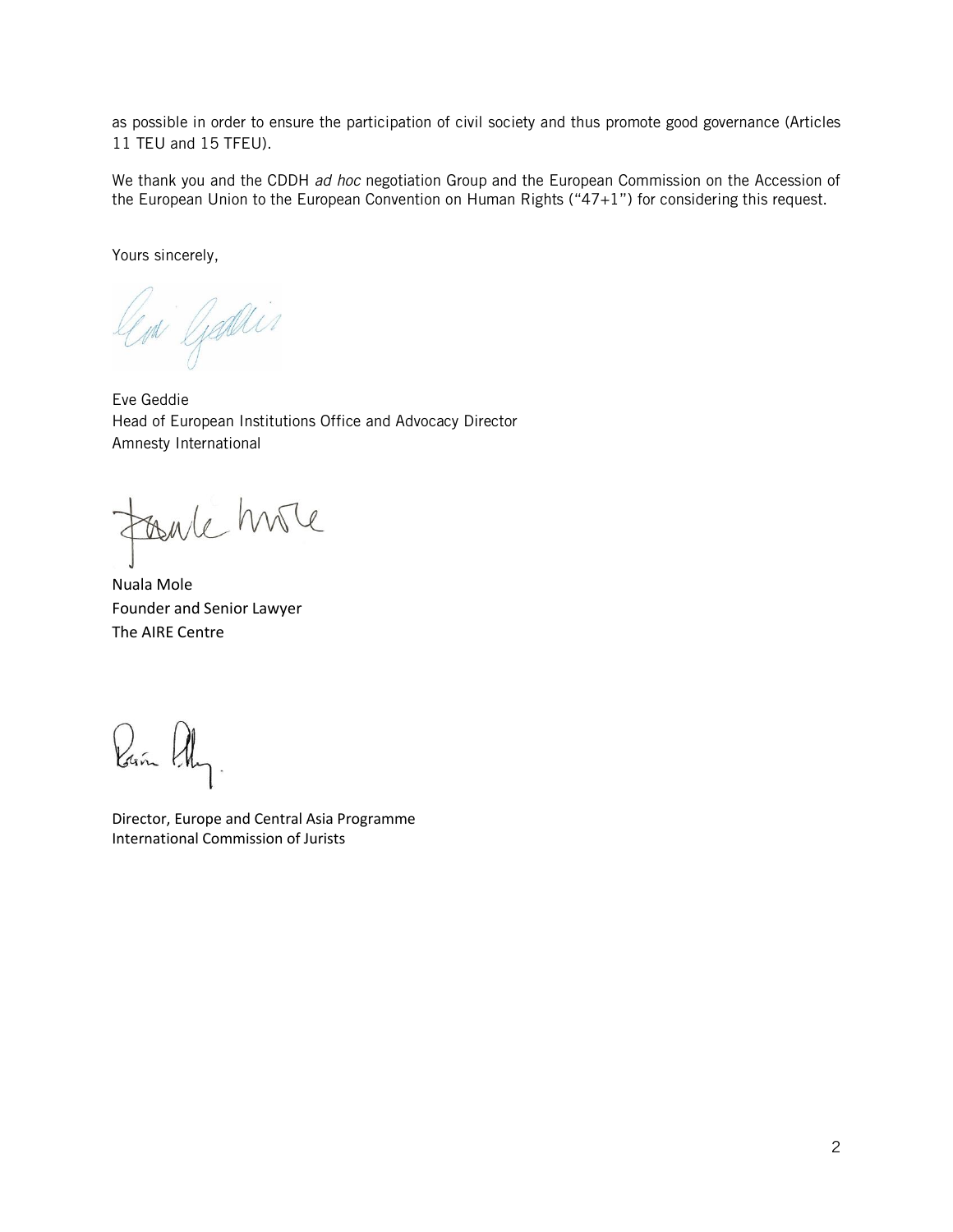as possible in order to ensure the participation of civil society and thus promote good governance (Articles 11 TEU and 15 TFEU).

We thank you and the CDDH *ad hoc* negotiation Group and the European Commission on the Accession of the European Union to the European Convention on Human Rights ("47+1") for considering this request.

Yours sincerely,

Eve Geddie
Head of European Institutions Office and Advocacy Director
Amnesty International

Nuala Mole
Founder and Senior Lawyer
The AIRE Centre

Director, Europe and Central Asia Programme
International Commission of Jurists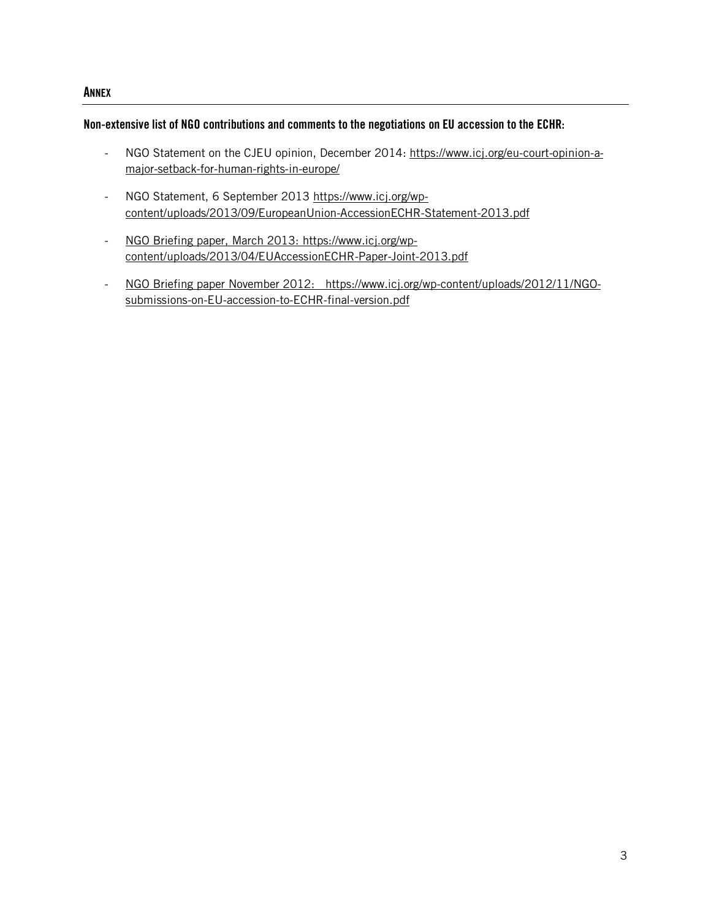## Annex

**Non-extensive list of NGO contributions and comments to the negotiations on EU accession to the ECHR:**

- NGO Statement on the CJEU opinion, December 2014: https://www.icj.org/eu-court-opinion-a-major-setback-for-human-rights-in-europe/
- NGO Statement, 6 September 2013 https://www.icj.org/wp-content/uploads/2013/09/EuropeanUnion-AccessionECHR-Statement-2013.pdf
- NGO Briefing paper, March 2013: https://www.icj.org/wp-content/uploads/2013/04/EUAccessionECHR-Paper-Joint-2013.pdf
- NGO Briefing paper November 2012: https://www.icj.org/wp-content/uploads/2012/11/NGO-submissions-on-EU-accession-to-ECHR-final-version.pdf